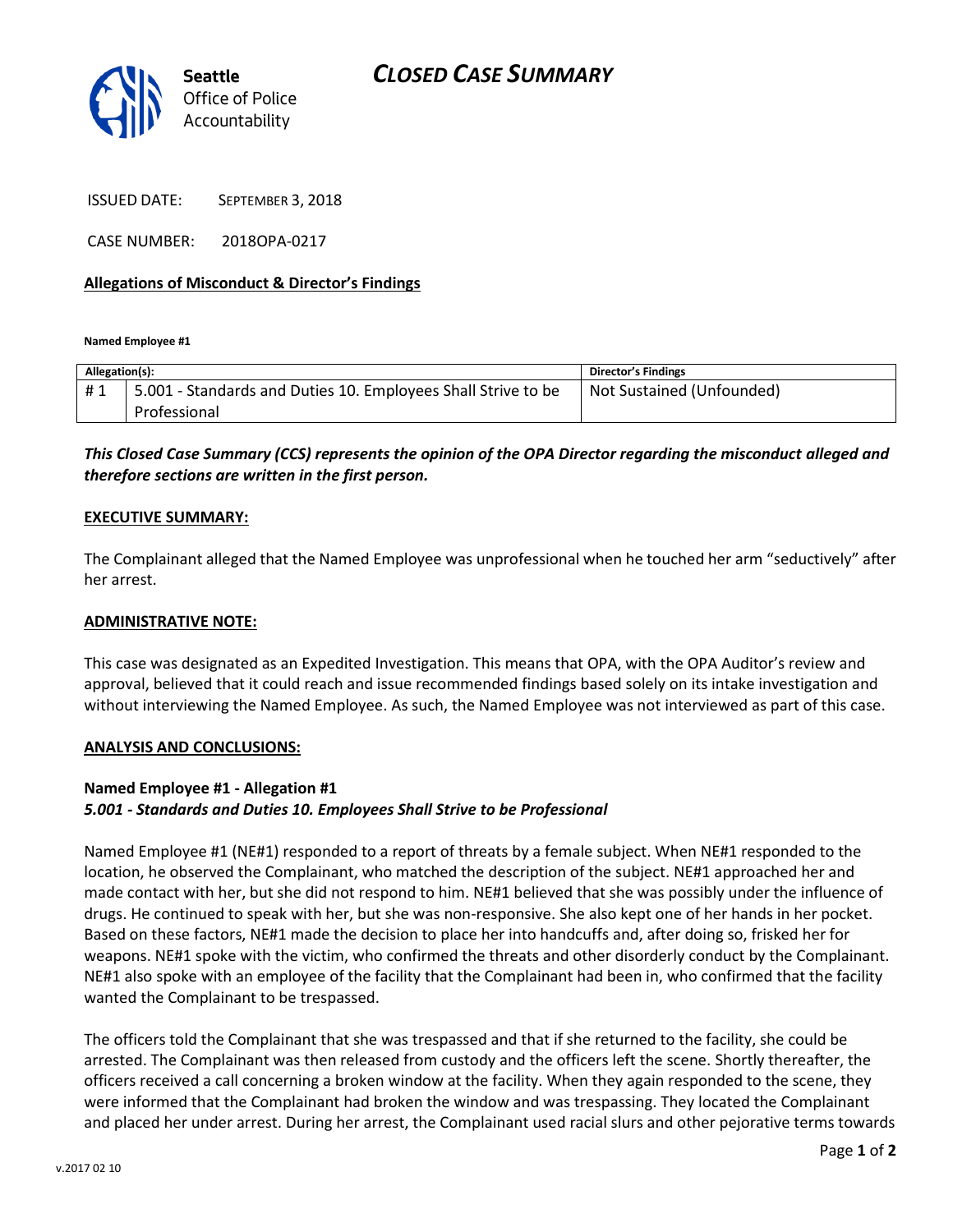# CLOSED CASE SUMMARY

Seattle Office of Police Accountability

ISSUED DATE: SEPTEMBER 3, 2018

CASE NUMBER: 2018OPA-0217

**Allegations of Misconduct & Director's Findings**

**Named Employee #1**

| Allegation(s): | | Director's Findings |
|---|---|---|
| # 1 | 5.001 - Standards and Duties 10. Employees Shall Strive to be Professional | Not Sustained (Unfounded) |

***This Closed Case Summary (CCS) represents the opinion of the OPA Director regarding the misconduct alleged and therefore sections are written in the first person.***

**EXECUTIVE SUMMARY:**

The Complainant alleged that the Named Employee was unprofessional when he touched her arm "seductively" after her arrest.

**ADMINISTRATIVE NOTE:**

This case was designated as an Expedited Investigation. This means that OPA, with the OPA Auditor's review and approval, believed that it could reach and issue recommended findings based solely on its intake investigation and without interviewing the Named Employee. As such, the Named Employee was not interviewed as part of this case.

**ANALYSIS AND CONCLUSIONS:**

**Named Employee #1 - Allegation #1**
***5.001 - Standards and Duties 10. Employees Shall Strive to be Professional***

Named Employee #1 (NE#1) responded to a report of threats by a female subject. When NE#1 responded to the location, he observed the Complainant, who matched the description of the subject. NE#1 approached her and made contact with her, but she did not respond to him. NE#1 believed that she was possibly under the influence of drugs. He continued to speak with her, but she was non-responsive. She also kept one of her hands in her pocket. Based on these factors, NE#1 made the decision to place her into handcuffs and, after doing so, frisked her for weapons. NE#1 spoke with the victim, who confirmed the threats and other disorderly conduct by the Complainant. NE#1 also spoke with an employee of the facility that the Complainant had been in, who confirmed that the facility wanted the Complainant to be trespassed.

The officers told the Complainant that she was trespassed and that if she returned to the facility, she could be arrested. The Complainant was then released from custody and the officers left the scene. Shortly thereafter, the officers received a call concerning a broken window at the facility. When they again responded to the scene, they were informed that the Complainant had broken the window and was trespassing. They located the Complainant and placed her under arrest. During her arrest, the Complainant used racial slurs and other pejorative terms towards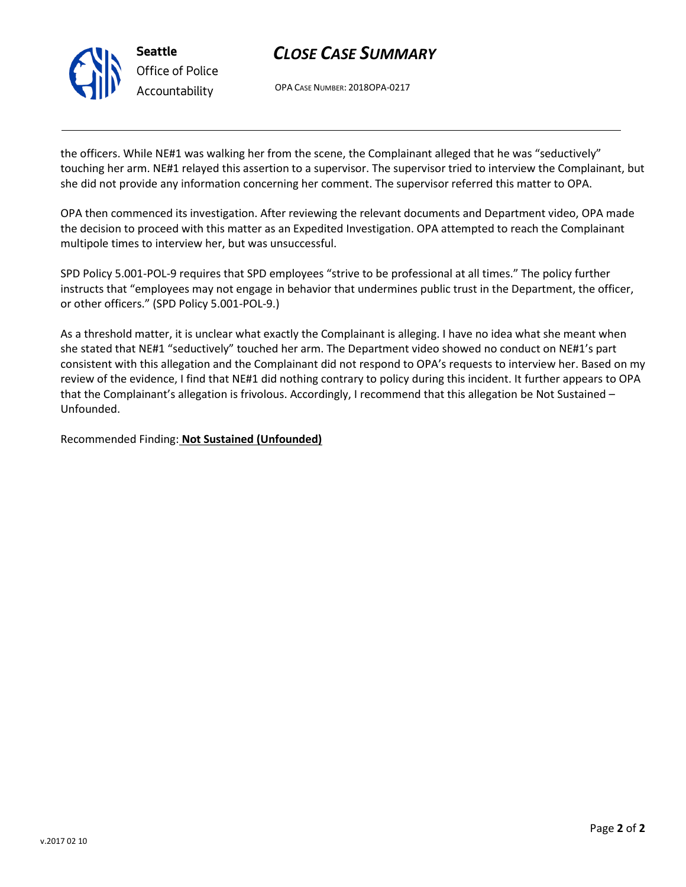the officers. While NE#1 was walking her from the scene, the Complainant alleged that he was "seductively" touching her arm. NE#1 relayed this assertion to a supervisor. The supervisor tried to interview the Complainant, but she did not provide any information concerning her comment. The supervisor referred this matter to OPA.

OPA then commenced its investigation. After reviewing the relevant documents and Department video, OPA made the decision to proceed with this matter as an Expedited Investigation. OPA attempted to reach the Complainant multipole times to interview her, but was unsuccessful.

SPD Policy 5.001-POL-9 requires that SPD employees "strive to be professional at all times." The policy further instructs that "employees may not engage in behavior that undermines public trust in the Department, the officer, or other officers." (SPD Policy 5.001-POL-9.)

As a threshold matter, it is unclear what exactly the Complainant is alleging. I have no idea what she meant when she stated that NE#1 "seductively" touched her arm. The Department video showed no conduct on NE#1's part consistent with this allegation and the Complainant did not respond to OPA's requests to interview her. Based on my review of the evidence, I find that NE#1 did nothing contrary to policy during this incident. It further appears to OPA that the Complainant's allegation is frivolous. Accordingly, I recommend that this allegation be Not Sustained – Unfounded.

Recommended Finding: **Not Sustained (Unfounded)**